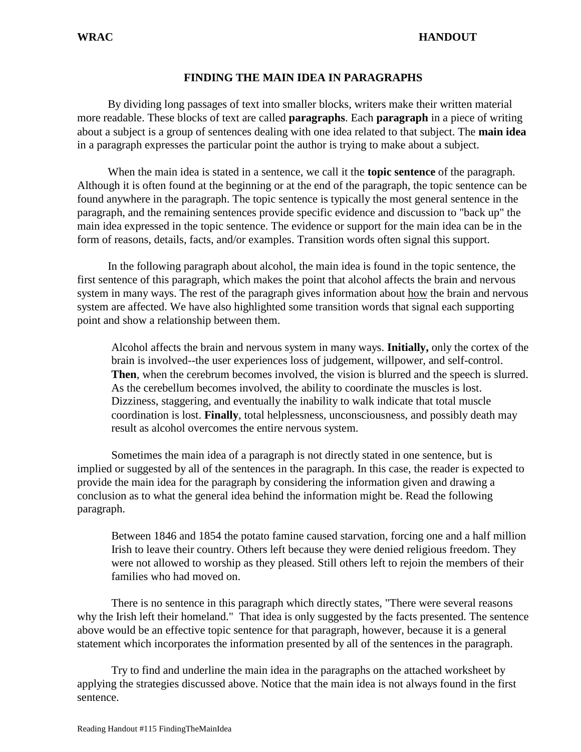**WRAC** **HANDOUT**

# FINDING THE MAIN IDEA IN PARAGRAPHS

By dividing long passages of text into smaller blocks, writers make their written material more readable. These blocks of text are called **paragraphs**. Each **paragraph** in a piece of writing about a subject is a group of sentences dealing with one idea related to that subject. The **main idea** in a paragraph expresses the particular point the author is trying to make about a subject.

When the main idea is stated in a sentence, we call it the **topic sentence** of the paragraph. Although it is often found at the beginning or at the end of the paragraph, the topic sentence can be found anywhere in the paragraph. The topic sentence is typically the most general sentence in the paragraph, and the remaining sentences provide specific evidence and discussion to "back up" the main idea expressed in the topic sentence. The evidence or support for the main idea can be in the form of reasons, details, facts, and/or examples. Transition words often signal this support.

In the following paragraph about alcohol, the main idea is found in the topic sentence, the first sentence of this paragraph, which makes the point that alcohol affects the brain and nervous system in many ways. The rest of the paragraph gives information about <u>how</u> the brain and nervous system are affected. We have also highlighted some transition words that signal each supporting point and show a relationship between them.

> Alcohol affects the brain and nervous system in many ways. **Initially,** only the cortex of the brain is involved--the user experiences loss of judgement, willpower, and self-control. **Then**, when the cerebrum becomes involved, the vision is blurred and the speech is slurred. As the cerebellum becomes involved, the ability to coordinate the muscles is lost. Dizziness, staggering, and eventually the inability to walk indicate that total muscle coordination is lost. **Finally**, total helplessness, unconsciousness, and possibly death may result as alcohol overcomes the entire nervous system.

Sometimes the main idea of a paragraph is not directly stated in one sentence, but is implied or suggested by all of the sentences in the paragraph. In this case, the reader is expected to provide the main idea for the paragraph by considering the information given and drawing a conclusion as to what the general idea behind the information might be. Read the following paragraph.

> Between 1846 and 1854 the potato famine caused starvation, forcing one and a half million Irish to leave their country. Others left because they were denied religious freedom. They were not allowed to worship as they pleased. Still others left to rejoin the members of their families who had moved on.

There is no sentence in this paragraph which directly states, "There were several reasons why the Irish left their homeland." That idea is only suggested by the facts presented. The sentence above would be an effective topic sentence for that paragraph, however, because it is a general statement which incorporates the information presented by all of the sentences in the paragraph.

Try to find and underline the main idea in the paragraphs on the attached worksheet by applying the strategies discussed above. Notice that the main idea is not always found in the first sentence.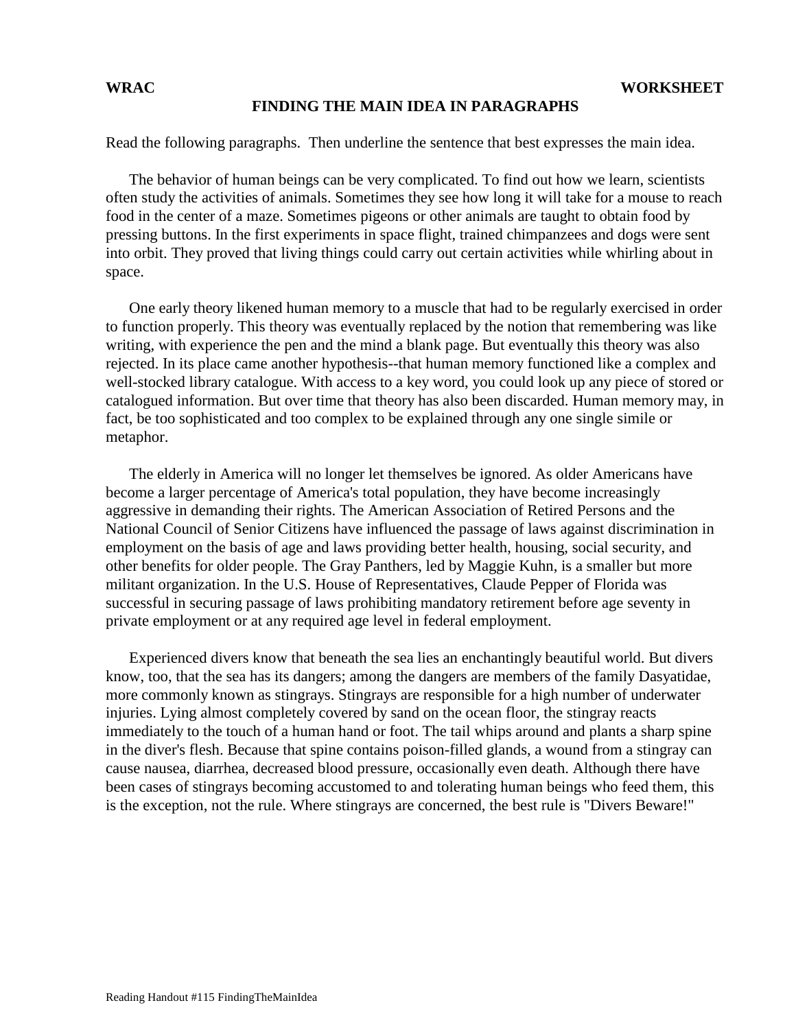**WRAC** **WORKSHEET**

**FINDING THE MAIN IDEA IN PARAGRAPHS**

Read the following paragraphs. Then underline the sentence that best expresses the main idea.

The behavior of human beings can be very complicated. To find out how we learn, scientists often study the activities of animals. Sometimes they see how long it will take for a mouse to reach food in the center of a maze. Sometimes pigeons or other animals are taught to obtain food by pressing buttons. In the first experiments in space flight, trained chimpanzees and dogs were sent into orbit. They proved that living things could carry out certain activities while whirling about in space.

One early theory likened human memory to a muscle that had to be regularly exercised in order to function properly. This theory was eventually replaced by the notion that remembering was like writing, with experience the pen and the mind a blank page. But eventually this theory was also rejected. In its place came another hypothesis--that human memory functioned like a complex and well-stocked library catalogue. With access to a key word, you could look up any piece of stored or catalogued information. But over time that theory has also been discarded. Human memory may, in fact, be too sophisticated and too complex to be explained through any one single simile or metaphor.

The elderly in America will no longer let themselves be ignored. As older Americans have become a larger percentage of America's total population, they have become increasingly aggressive in demanding their rights. The American Association of Retired Persons and the National Council of Senior Citizens have influenced the passage of laws against discrimination in employment on the basis of age and laws providing better health, housing, social security, and other benefits for older people. The Gray Panthers, led by Maggie Kuhn, is a smaller but more militant organization. In the U.S. House of Representatives, Claude Pepper of Florida was successful in securing passage of laws prohibiting mandatory retirement before age seventy in private employment or at any required age level in federal employment.

Experienced divers know that beneath the sea lies an enchantingly beautiful world. But divers know, too, that the sea has its dangers; among the dangers are members of the family Dasyatidae, more commonly known as stingrays. Stingrays are responsible for a high number of underwater injuries. Lying almost completely covered by sand on the ocean floor, the stingray reacts immediately to the touch of a human hand or foot. The tail whips around and plants a sharp spine in the diver's flesh. Because that spine contains poison-filled glands, a wound from a stingray can cause nausea, diarrhea, decreased blood pressure, occasionally even death. Although there have been cases of stingrays becoming accustomed to and tolerating human beings who feed them, this is the exception, not the rule. Where stingrays are concerned, the best rule is "Divers Beware!"

Reading Handout #115 FindingTheMainIdea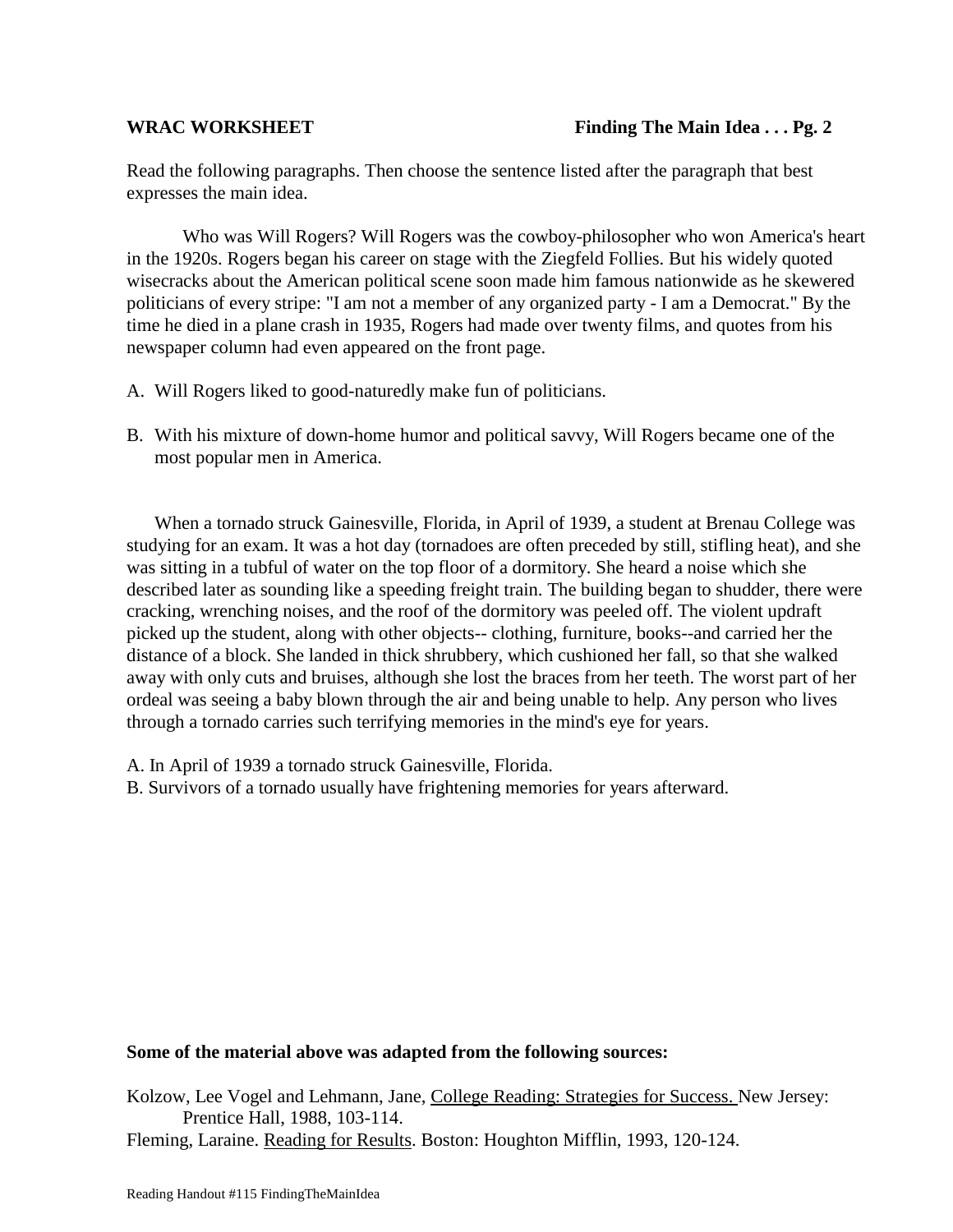**WRAC WORKSHEET** **Finding The Main Idea . . . Pg. 2**

Read the following paragraphs. Then choose the sentence listed after the paragraph that best expresses the main idea.

Who was Will Rogers? Will Rogers was the cowboy-philosopher who won America's heart in the 1920s. Rogers began his career on stage with the Ziegfeld Follies. But his widely quoted wisecracks about the American political scene soon made him famous nationwide as he skewered politicians of every stripe: "I am not a member of any organized party - I am a Democrat." By the time he died in a plane crash in 1935, Rogers had made over twenty films, and quotes from his newspaper column had even appeared on the front page.

A. Will Rogers liked to good-naturedly make fun of politicians.

B. With his mixture of down-home humor and political savvy, Will Rogers became one of the most popular men in America.

When a tornado struck Gainesville, Florida, in April of 1939, a student at Brenau College was studying for an exam. It was a hot day (tornadoes are often preceded by still, stifling heat), and she was sitting in a tubful of water on the top floor of a dormitory. She heard a noise which she described later as sounding like a speeding freight train. The building began to shudder, there were cracking, wrenching noises, and the roof of the dormitory was peeled off. The violent updraft picked up the student, along with other objects-- clothing, furniture, books--and carried her the distance of a block. She landed in thick shrubbery, which cushioned her fall, so that she walked away with only cuts and bruises, although she lost the braces from her teeth. The worst part of her ordeal was seeing a baby blown through the air and being unable to help. Any person who lives through a tornado carries such terrifying memories in the mind's eye for years.

A. In April of 1939 a tornado struck Gainesville, Florida.
B. Survivors of a tornado usually have frightening memories for years afterward.

**Some of the material above was adapted from the following sources:**

Kolzow, Lee Vogel and Lehmann, Jane, College Reading: Strategies for Success. New Jersey: Prentice Hall, 1988, 103-114.
Fleming, Laraine. Reading for Results. Boston: Houghton Mifflin, 1993, 120-124.